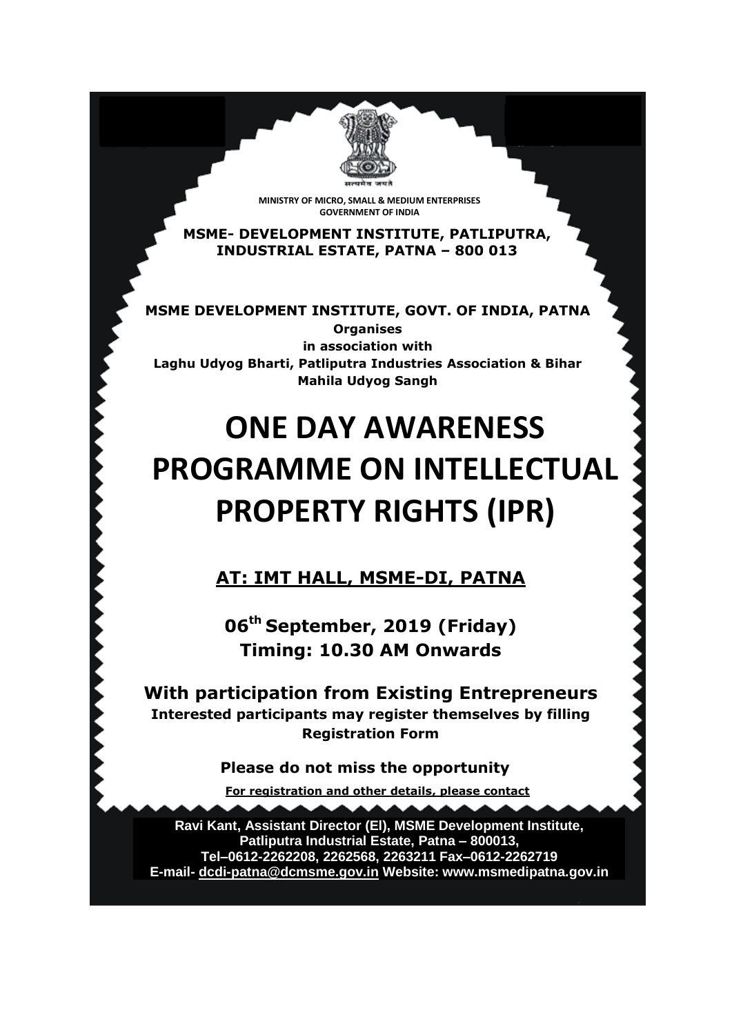सत्यमेव जयते

MINISTRY OF MICRO, SMALL & MEDIUM ENTERPRISES
GOVERNMENT OF INDIA

**MSME- DEVELOPMENT INSTITUTE, PATLIPUTRA, INDUSTRIAL ESTATE, PATNA – 800 013**

**MSME DEVELOPMENT INSTITUTE, GOVT. OF INDIA, PATNA**
**Organises**
**in association with**
**Laghu Udyog Bharti, Patliputra Industries Association & Bihar Mahila Udyog Sangh**

# ONE DAY AWARENESS PROGRAMME ON INTELLECTUAL PROPERTY RIGHTS (IPR)

**AT: IMT HALL, MSME-DI, PATNA**

**06th September, 2019 (Friday)**
**Timing: 10.30 AM Onwards**

**With participation from Existing Entrepreneurs**
**Interested participants may register themselves by filling Registration Form**

**Please do not miss the opportunity**

**For registration and other details, please contact**

**Ravi Kant, Assistant Director (EI), MSME Development Institute, Patliputra Industrial Estate, Patna – 800013,**
**Tel–0612-2262208, 2262568, 2263211 Fax–0612-2262719**
**E-mail- dcdi-patna@dcmsme.gov.in Website: www.msmedipatna.gov.in**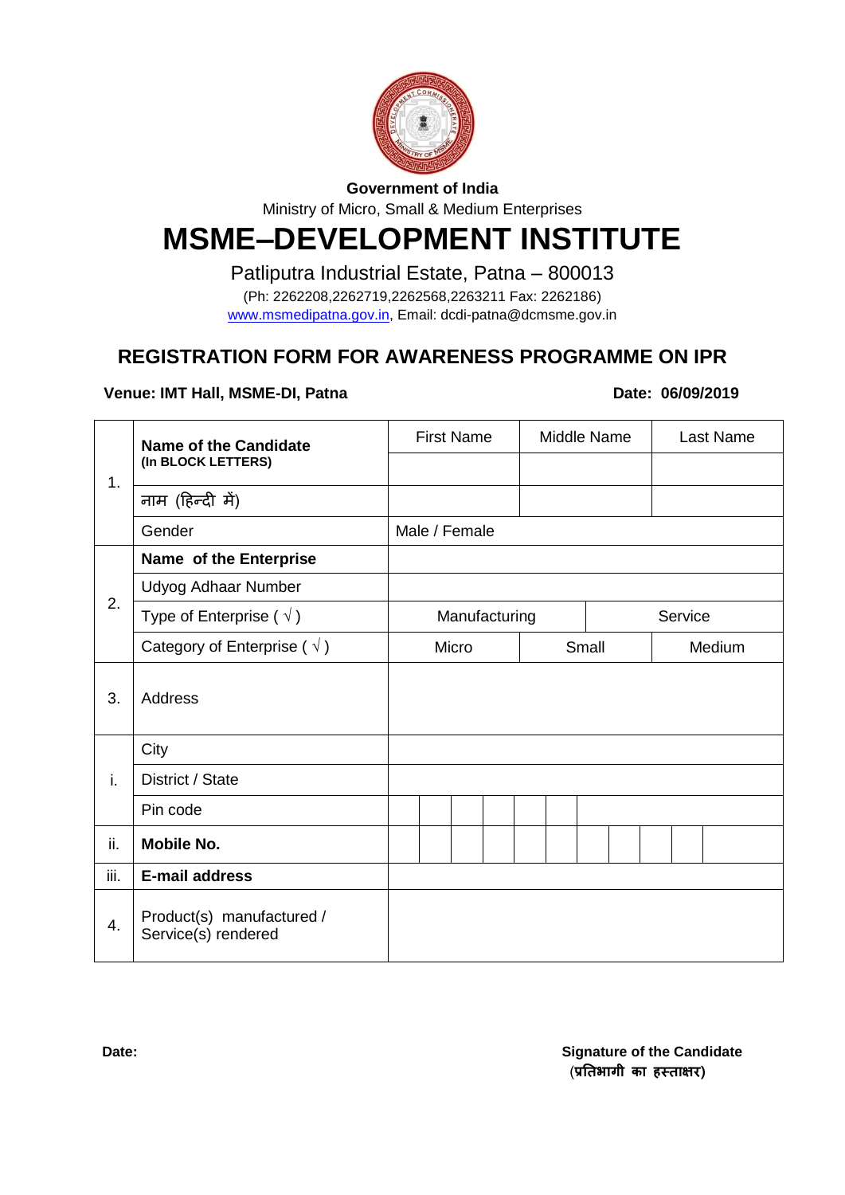**Government of India**

Ministry of Micro, Small & Medium Enterprises

# MSME–DEVELOPMENT INSTITUTE

Patliputra Industrial Estate, Patna – 800013

(Ph: 2262208,2262719,2262568,2263211 Fax: 2262186)

www.msmedipatna.gov.in, Email: dcdi-patna@dcmsme.gov.in

## REGISTRATION FORM FOR AWARENESS PROGRAMME ON IPR

**Venue: IMT Hall, MSME-DI, Patna** **Date: 06/09/2019**

| | | | | |
|---|---|---|---|---|
| 1. | **Name of the Candidate** **(In BLOCK LETTERS)** | First Name | Middle Name | Last Name |
| | | | | |
| | नाम (हिन्दी में) | | | |
| | Gender | Male / Female | | |
| 2. | **Name of the Enterprise** | | | |
| | Udyog Adhaar Number | | | |
| | Type of Enterprise ( √ ) | Manufacturing | Service | |
| | Category of Enterprise ( √ ) | Micro | Small | Medium |
| 3. | Address | | | |
| i. | City | | | |
| | District / State | | | |
| | Pin code | | | |
| ii. | **Mobile No.** | | | |
| iii. | **E-mail address** | | | |
| 4. | Product(s) manufactured / Service(s) rendered | | | |

**Date:**

**Signature of the Candidate**
**(प्रतिभागी का हस्ताक्षर)**